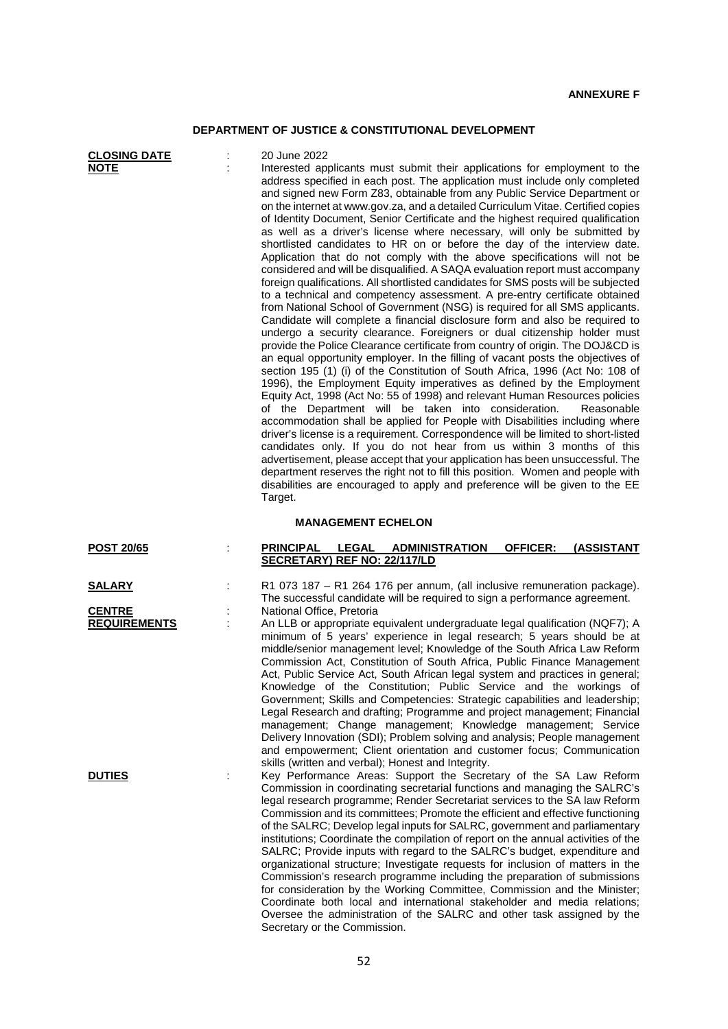**ANNEXURE F**

## DEPARTMENT OF JUSTICE & CONSTITUTIONAL DEVELOPMENT

**CLOSING DATE** : 20 June 2022

**NOTE** : Interested applicants must submit their applications for employment to the address specified in each post. The application must include only completed and signed new Form Z83, obtainable from any Public Service Department or on the internet at www.gov.za, and a detailed Curriculum Vitae. Certified copies of Identity Document, Senior Certificate and the highest required qualification as well as a driver's license where necessary, will only be submitted by shortlisted candidates to HR on or before the day of the interview date. Application that do not comply with the above specifications will not be considered and will be disqualified. A SAQA evaluation report must accompany foreign qualifications. All shortlisted candidates for SMS posts will be subjected to a technical and competency assessment. A pre-entry certificate obtained from National School of Government (NSG) is required for all SMS applicants. Candidate will complete a financial disclosure form and also be required to undergo a security clearance. Foreigners or dual citizenship holder must provide the Police Clearance certificate from country of origin. The DOJ&CD is an equal opportunity employer. In the filling of vacant posts the objectives of section 195 (1) (i) of the Constitution of South Africa, 1996 (Act No: 108 of 1996), the Employment Equity imperatives as defined by the Employment Equity Act, 1998 (Act No: 55 of 1998) and relevant Human Resources policies of the Department will be taken into consideration. Reasonable accommodation shall be applied for People with Disabilities including where driver's license is a requirement. Correspondence will be limited to short-listed candidates only. If you do not hear from us within 3 months of this advertisement, please accept that your application has been unsuccessful. The department reserves the right not to fill this position. Women and people with disabilities are encouraged to apply and preference will be given to the EE Target.

### MANAGEMENT ECHELON

**POST 20/65** : **PRINCIPAL LEGAL ADMINISTRATION OFFICER: (ASSISTANT SECRETARY) REF NO: 22/117/LD**

**SALARY** : R1 073 187 – R1 264 176 per annum, (all inclusive remuneration package). The successful candidate will be required to sign a performance agreement.

**CENTRE** : National Office, Pretoria

**REQUIREMENTS** : An LLB or appropriate equivalent undergraduate legal qualification (NQF7); A minimum of 5 years' experience in legal research; 5 years should be at middle/senior management level; Knowledge of the South Africa Law Reform Commission Act, Constitution of South Africa, Public Finance Management Act, Public Service Act, South African legal system and practices in general; Knowledge of the Constitution; Public Service and the workings of Government; Skills and Competencies: Strategic capabilities and leadership; Legal Research and drafting; Programme and project management; Financial management; Change management; Knowledge management; Service Delivery Innovation (SDI); Problem solving and analysis; People management and empowerment; Client orientation and customer focus; Communication skills (written and verbal); Honest and Integrity.

**DUTIES** : Key Performance Areas: Support the Secretary of the SA Law Reform Commission in coordinating secretarial functions and managing the SALRC's legal research programme; Render Secretariat services to the SA law Reform Commission and its committees; Promote the efficient and effective functioning of the SALRC; Develop legal inputs for SALRC, government and parliamentary institutions; Coordinate the compilation of report on the annual activities of the SALRC; Provide inputs with regard to the SALRC's budget, expenditure and organizational structure; Investigate requests for inclusion of matters in the Commission's research programme including the preparation of submissions for consideration by the Working Committee, Commission and the Minister; Coordinate both local and international stakeholder and media relations; Oversee the administration of the SALRC and other task assigned by the Secretary or the Commission.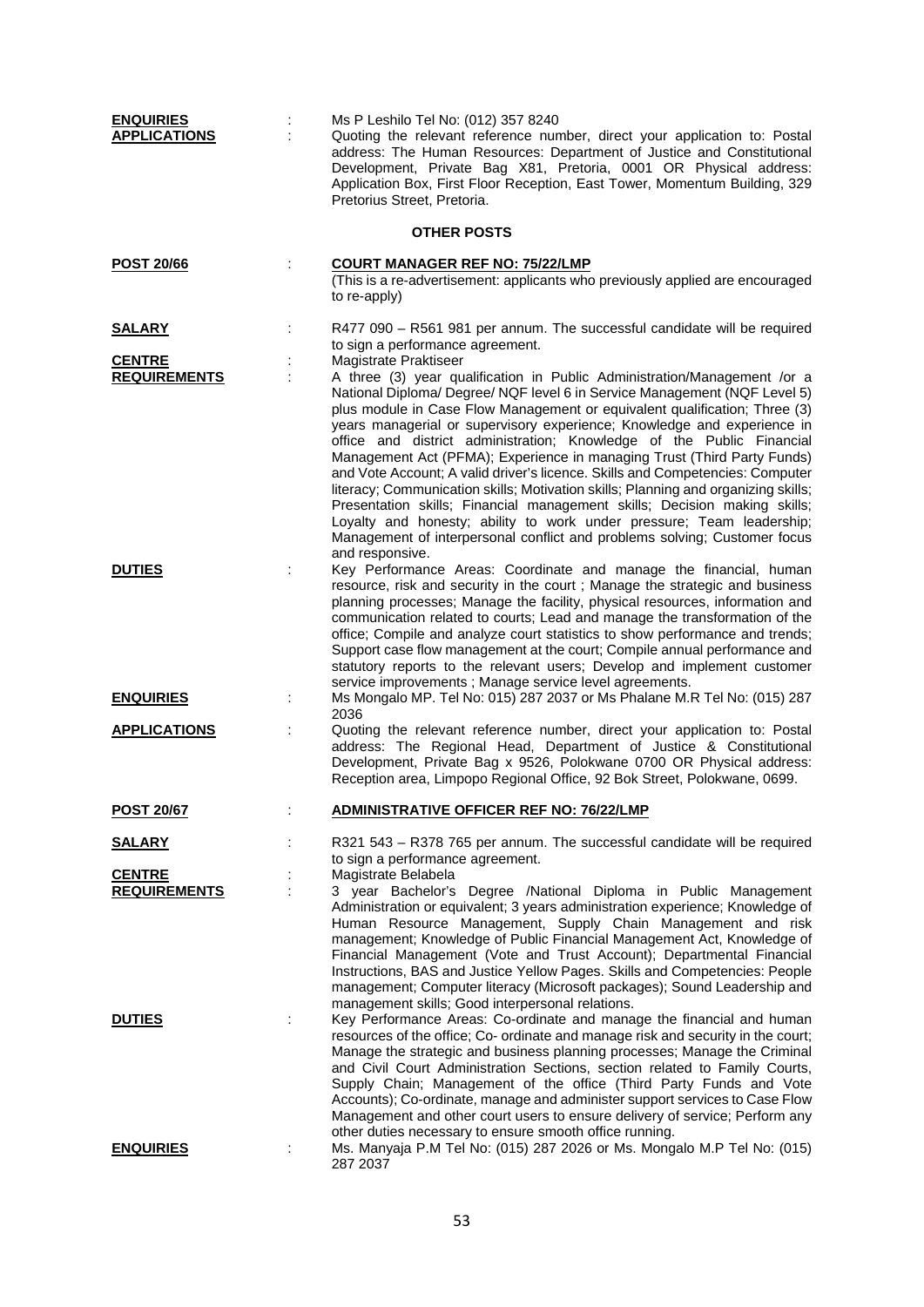**ENQUIRIES** : Ms P Leshilo Tel No: (012) 357 8240

**APPLICATIONS** : Quoting the relevant reference number, direct your application to: Postal address: The Human Resources: Department of Justice and Constitutional Development, Private Bag X81, Pretoria, 0001 OR Physical address: Application Box, First Floor Reception, East Tower, Momentum Building, 329 Pretorius Street, Pretoria.

## OTHER POSTS

**POST 20/66** : **COURT MANAGER REF NO: 75/22/LMP**
(This is a re-advertisement: applicants who previously applied are encouraged to re-apply)

**SALARY** : R477 090 – R561 981 per annum. The successful candidate will be required to sign a performance agreement.

**CENTRE** : Magistrate Praktiseer

**REQUIREMENTS** : A three (3) year qualification in Public Administration/Management /or a National Diploma/ Degree/ NQF level 6 in Service Management (NQF Level 5) plus module in Case Flow Management or equivalent qualification; Three (3) years managerial or supervisory experience; Knowledge and experience in office and district administration; Knowledge of the Public Financial Management Act (PFMA); Experience in managing Trust (Third Party Funds) and Vote Account; A valid driver's licence. Skills and Competencies: Computer literacy; Communication skills; Motivation skills; Planning and organizing skills; Presentation skills; Financial management skills; Decision making skills; Loyalty and honesty; ability to work under pressure; Team leadership; Management of interpersonal conflict and problems solving; Customer focus and responsive.

**DUTIES** : Key Performance Areas: Coordinate and manage the financial, human resource, risk and security in the court ; Manage the strategic and business planning processes; Manage the facility, physical resources, information and communication related to courts; Lead and manage the transformation of the office; Compile and analyze court statistics to show performance and trends; Support case flow management at the court; Compile annual performance and statutory reports to the relevant users; Develop and implement customer service improvements ; Manage service level agreements.

**ENQUIRIES** : Ms Mongalo MP. Tel No: 015) 287 2037 or Ms Phalane M.R Tel No: (015) 287 2036

**APPLICATIONS** : Quoting the relevant reference number, direct your application to: Postal address: The Regional Head, Department of Justice & Constitutional Development, Private Bag x 9526, Polokwane 0700 OR Physical address: Reception area, Limpopo Regional Office, 92 Bok Street, Polokwane, 0699.

**POST 20/67** : **ADMINISTRATIVE OFFICER REF NO: 76/22/LMP**

**SALARY** : R321 543 – R378 765 per annum. The successful candidate will be required to sign a performance agreement.

**CENTRE** : Magistrate Belabela

**REQUIREMENTS** : 3 year Bachelor's Degree /National Diploma in Public Management Administration or equivalent; 3 years administration experience; Knowledge of Human Resource Management, Supply Chain Management and risk management; Knowledge of Public Financial Management Act, Knowledge of Financial Management (Vote and Trust Account); Departmental Financial Instructions, BAS and Justice Yellow Pages. Skills and Competencies: People management; Computer literacy (Microsoft packages); Sound Leadership and management skills; Good interpersonal relations.

**DUTIES** : Key Performance Areas: Co-ordinate and manage the financial and human resources of the office; Co- ordinate and manage risk and security in the court; Manage the strategic and business planning processes; Manage the Criminal and Civil Court Administration Sections, section related to Family Courts, Supply Chain; Management of the office (Third Party Funds and Vote Accounts); Co-ordinate, manage and administer support services to Case Flow Management and other court users to ensure delivery of service; Perform any other duties necessary to ensure smooth office running.

**ENQUIRIES** : Ms. Manyaja P.M Tel No: (015) 287 2026 or Ms. Mongalo M.P Tel No: (015) 287 2037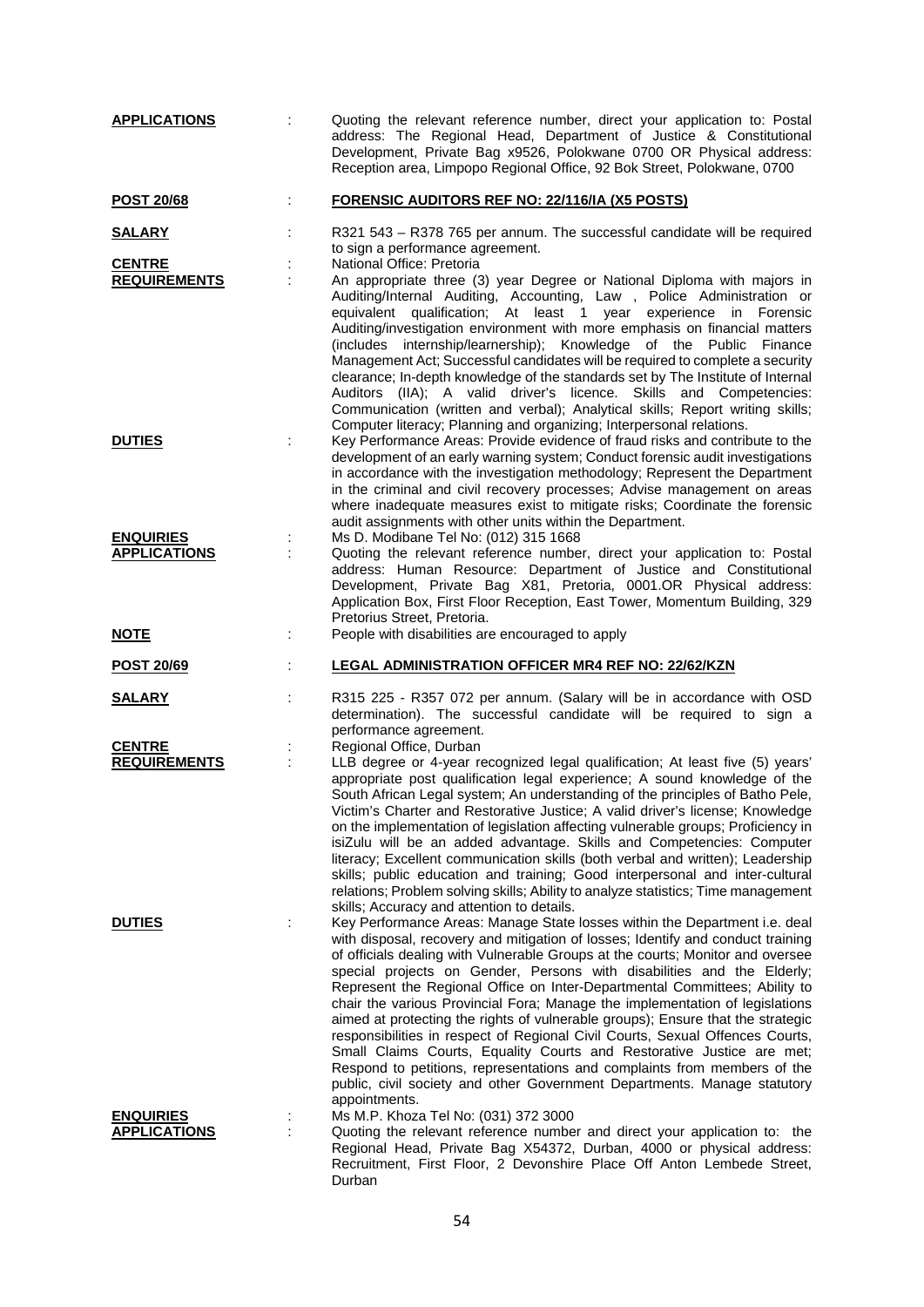**APPLICATIONS** : Quoting the relevant reference number, direct your application to: Postal address: The Regional Head, Department of Justice & Constitutional Development, Private Bag x9526, Polokwane 0700 OR Physical address: Reception area, Limpopo Regional Office, 92 Bok Street, Polokwane, 0700

**POST 20/68** : **FORENSIC AUDITORS REF NO: 22/116/IA (X5 POSTS)**

**SALARY** : R321 543 – R378 765 per annum. The successful candidate will be required to sign a performance agreement.

**CENTRE** : National Office: Pretoria

**REQUIREMENTS** : An appropriate three (3) year Degree or National Diploma with majors in Auditing/Internal Auditing, Accounting, Law , Police Administration or equivalent qualification; At least 1 year experience in Forensic Auditing/investigation environment with more emphasis on financial matters (includes internship/learnership); Knowledge of the Public Finance Management Act; Successful candidates will be required to complete a security clearance; In-depth knowledge of the standards set by The Institute of Internal Auditors (IIA); A valid driver's licence. Skills and Competencies: Communication (written and verbal); Analytical skills; Report writing skills; Computer literacy; Planning and organizing; Interpersonal relations.

**DUTIES** : Key Performance Areas: Provide evidence of fraud risks and contribute to the development of an early warning system; Conduct forensic audit investigations in accordance with the investigation methodology; Represent the Department in the criminal and civil recovery processes; Advise management on areas where inadequate measures exist to mitigate risks; Coordinate the forensic audit assignments with other units within the Department.

**ENQUIRIES** : Ms D. Modibane Tel No: (012) 315 1668

**APPLICATIONS** : Quoting the relevant reference number, direct your application to: Postal address: Human Resource: Department of Justice and Constitutional Development, Private Bag X81, Pretoria, 0001.OR Physical address: Application Box, First Floor Reception, East Tower, Momentum Building, 329 Pretorius Street, Pretoria.

**NOTE** : People with disabilities are encouraged to apply

**POST 20/69** : **LEGAL ADMINISTRATION OFFICER MR4 REF NO: 22/62/KZN**

**SALARY** : R315 225 - R357 072 per annum. (Salary will be in accordance with OSD determination). The successful candidate will be required to sign a performance agreement.

**CENTRE** : Regional Office, Durban

**REQUIREMENTS** : LLB degree or 4-year recognized legal qualification; At least five (5) years' appropriate post qualification legal experience; A sound knowledge of the South African Legal system; An understanding of the principles of Batho Pele, Victim's Charter and Restorative Justice; A valid driver's license; Knowledge on the implementation of legislation affecting vulnerable groups; Proficiency in isiZulu will be an added advantage. Skills and Competencies: Computer literacy; Excellent communication skills (both verbal and written); Leadership skills; public education and training; Good interpersonal and inter-cultural relations; Problem solving skills; Ability to analyze statistics; Time management skills; Accuracy and attention to details.

**DUTIES** : Key Performance Areas: Manage State losses within the Department i.e. deal with disposal, recovery and mitigation of losses; Identify and conduct training of officials dealing with Vulnerable Groups at the courts; Monitor and oversee special projects on Gender, Persons with disabilities and the Elderly; Represent the Regional Office on Inter-Departmental Committees; Ability to chair the various Provincial Fora; Manage the implementation of legislations aimed at protecting the rights of vulnerable groups); Ensure that the strategic responsibilities in respect of Regional Civil Courts, Sexual Offences Courts, Small Claims Courts, Equality Courts and Restorative Justice are met; Respond to petitions, representations and complaints from members of the public, civil society and other Government Departments. Manage statutory appointments.

**ENQUIRIES** : Ms M.P. Khoza Tel No: (031) 372 3000

**APPLICATIONS** : Quoting the relevant reference number and direct your application to: the Regional Head, Private Bag X54372, Durban, 4000 or physical address: Recruitment, First Floor, 2 Devonshire Place Off Anton Lembede Street, Durban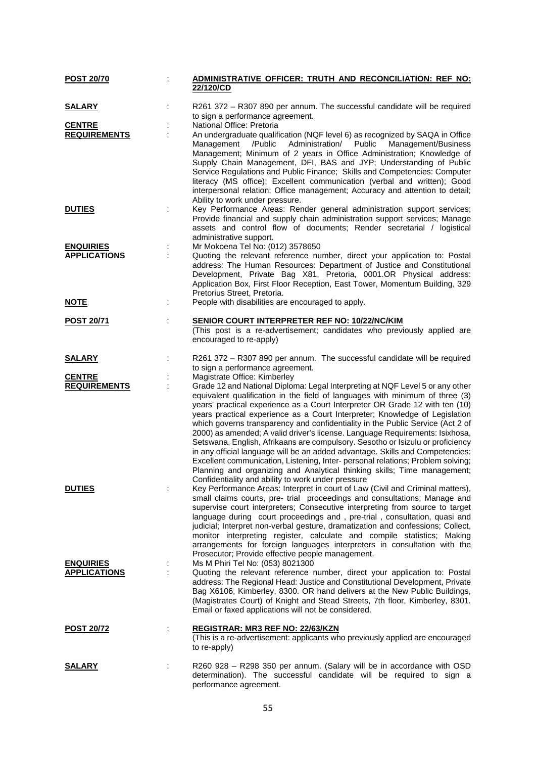**POST 20/70** : **ADMINISTRATIVE OFFICER: TRUTH AND RECONCILIATION: REF NO: 22/120/CD**

**SALARY** : R261 372 – R307 890 per annum. The successful candidate will be required to sign a performance agreement.

**CENTRE** : National Office: Pretoria

**REQUIREMENTS** : An undergraduate qualification (NQF level 6) as recognized by SAQA in Office Management /Public Administration/ Public Management/Business Management; Minimum of 2 years in Office Administration; Knowledge of Supply Chain Management, DFI, BAS and JYP; Understanding of Public Service Regulations and Public Finance; Skills and Competencies: Computer literacy (MS office); Excellent communication (verbal and written); Good interpersonal relation; Office management; Accuracy and attention to detail; Ability to work under pressure.

**DUTIES** : Key Performance Areas: Render general administration support services; Provide financial and supply chain administration support services; Manage assets and control flow of documents; Render secretarial / logistical administrative support.

**ENQUIRIES** : Mr Mokoena Tel No: (012) 3578650

**APPLICATIONS** : Quoting the relevant reference number, direct your application to: Postal address: The Human Resources: Department of Justice and Constitutional Development, Private Bag X81, Pretoria, 0001.OR Physical address: Application Box, First Floor Reception, East Tower, Momentum Building, 329 Pretorius Street, Pretoria.

**NOTE** : People with disabilities are encouraged to apply.

**POST 20/71** : **SENIOR COURT INTERPRETER REF NO: 10/22/NC/KIM**
(This post is a re-advertisement; candidates who previously applied are encouraged to re-apply)

**SALARY** : R261 372 – R307 890 per annum. The successful candidate will be required to sign a performance agreement.

**CENTRE** : Magistrate Office: Kimberley

**REQUIREMENTS** : Grade 12 and National Diploma: Legal Interpreting at NQF Level 5 or any other equivalent qualification in the field of languages with minimum of three (3) years' practical experience as a Court Interpreter OR Grade 12 with ten (10) years practical experience as a Court Interpreter; Knowledge of Legislation which governs transparency and confidentiality in the Public Service (Act 2 of 2000) as amended; A valid driver's license. Language Requirements: Isixhosa, Setswana, English, Afrikaans are compulsory. Sesotho or Isizulu or proficiency in any official language will be an added advantage. Skills and Competencies: Excellent communication, Listening, Inter- personal relations; Problem solving; Planning and organizing and Analytical thinking skills; Time management; Confidentiality and ability to work under pressure

**DUTIES** : Key Performance Areas: Interpret in court of Law (Civil and Criminal matters), small claims courts, pre- trial proceedings and consultations; Manage and supervise court interpreters; Consecutive interpreting from source to target language during court proceedings and , pre-trial , consultation, quasi and judicial; Interpret non-verbal gesture, dramatization and confessions; Collect, monitor interpreting register, calculate and compile statistics; Making arrangements for foreign languages interpreters in consultation with the Prosecutor; Provide effective people management.

**ENQUIRIES** : Ms M Phiri Tel No: (053) 8021300

**APPLICATIONS** : Quoting the relevant reference number, direct your application to: Postal address: The Regional Head: Justice and Constitutional Development, Private Bag X6106, Kimberley, 8300. OR hand delivers at the New Public Buildings, (Magistrates Court) of Knight and Stead Streets, 7th floor, Kimberley, 8301. Email or faxed applications will not be considered.

**POST 20/72** : **REGISTRAR: MR3 REF NO: 22/63/KZN**
(This is a re-advertisement: applicants who previously applied are encouraged to re-apply)

**SALARY** : R260 928 – R298 350 per annum. (Salary will be in accordance with OSD determination). The successful candidate will be required to sign a performance agreement.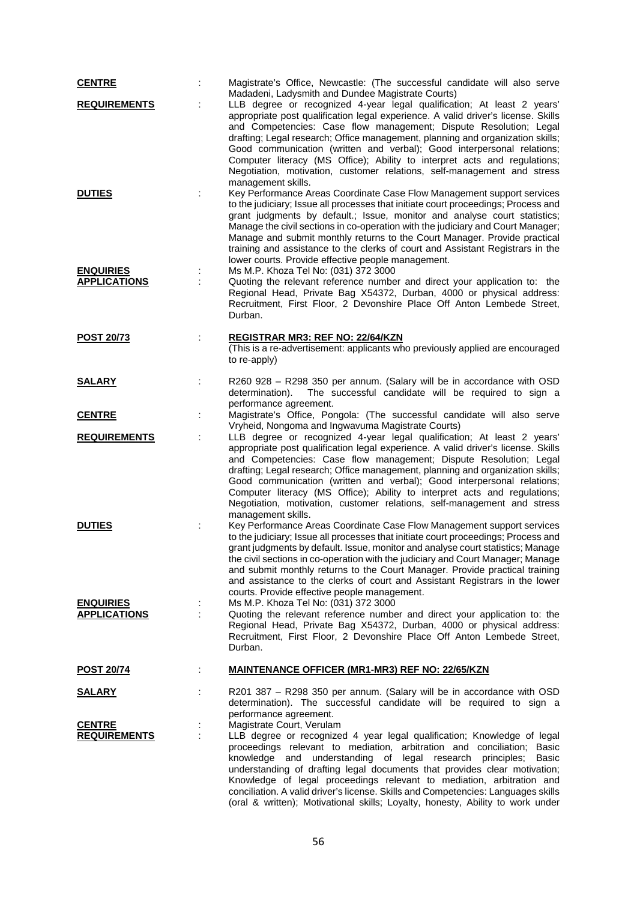**CENTRE** : Magistrate's Office, Newcastle: (The successful candidate will also serve Madadeni, Ladysmith and Dundee Magistrate Courts)

**REQUIREMENTS** : LLB degree or recognized 4-year legal qualification; At least 2 years' appropriate post qualification legal experience. A valid driver's license. Skills and Competencies: Case flow management; Dispute Resolution; Legal drafting; Legal research; Office management, planning and organization skills; Good communication (written and verbal); Good interpersonal relations; Computer literacy (MS Office); Ability to interpret acts and regulations; Negotiation, motivation, customer relations, self-management and stress management skills.

**DUTIES** : Key Performance Areas Coordinate Case Flow Management support services to the judiciary; Issue all processes that initiate court proceedings; Process and grant judgments by default.; Issue, monitor and analyse court statistics; Manage the civil sections in co-operation with the judiciary and Court Manager; Manage and submit monthly returns to the Court Manager. Provide practical training and assistance to the clerks of court and Assistant Registrars in the lower courts. Provide effective people management.

**ENQUIRIES** : Ms M.P. Khoza Tel No: (031) 372 3000

**APPLICATIONS** : Quoting the relevant reference number and direct your application to: the Regional Head, Private Bag X54372, Durban, 4000 or physical address: Recruitment, First Floor, 2 Devonshire Place Off Anton Lembede Street, Durban.

**POST 20/73** : **REGISTRAR MR3: REF NO: 22/64/KZN**
(This is a re-advertisement: applicants who previously applied are encouraged to re-apply)

**SALARY** : R260 928 – R298 350 per annum. (Salary will be in accordance with OSD determination). The successful candidate will be required to sign a performance agreement.

**CENTRE** : Magistrate's Office, Pongola: (The successful candidate will also serve Vryheid, Nongoma and Ingwavuma Magistrate Courts)

**REQUIREMENTS** : LLB degree or recognized 4-year legal qualification; At least 2 years' appropriate post qualification legal experience. A valid driver's license. Skills and Competencies: Case flow management; Dispute Resolution; Legal drafting; Legal research; Office management, planning and organization skills; Good communication (written and verbal); Good interpersonal relations; Computer literacy (MS Office); Ability to interpret acts and regulations; Negotiation, motivation, customer relations, self-management and stress management skills.

**DUTIES** : Key Performance Areas Coordinate Case Flow Management support services to the judiciary; Issue all processes that initiate court proceedings; Process and grant judgments by default. Issue, monitor and analyse court statistics; Manage the civil sections in co-operation with the judiciary and Court Manager; Manage and submit monthly returns to the Court Manager. Provide practical training and assistance to the clerks of court and Assistant Registrars in the lower courts. Provide effective people management.

**ENQUIRIES** : Ms M.P. Khoza Tel No: (031) 372 3000

**APPLICATIONS** : Quoting the relevant reference number and direct your application to: the Regional Head, Private Bag X54372, Durban, 4000 or physical address: Recruitment, First Floor, 2 Devonshire Place Off Anton Lembede Street, Durban.

**POST 20/74** : **MAINTENANCE OFFICER (MR1-MR3) REF NO: 22/65/KZN**

**SALARY** : R201 387 – R298 350 per annum. (Salary will be in accordance with OSD determination). The successful candidate will be required to sign a performance agreement.

**CENTRE** : Magistrate Court, Verulam

**REQUIREMENTS** : LLB degree or recognized 4 year legal qualification; Knowledge of legal proceedings relevant to mediation, arbitration and conciliation; Basic knowledge and understanding of legal research principles; Basic understanding of drafting legal documents that provides clear motivation; Knowledge of legal proceedings relevant to mediation, arbitration and conciliation. A valid driver's license. Skills and Competencies: Languages skills (oral & written); Motivational skills; Loyalty, honesty, Ability to work under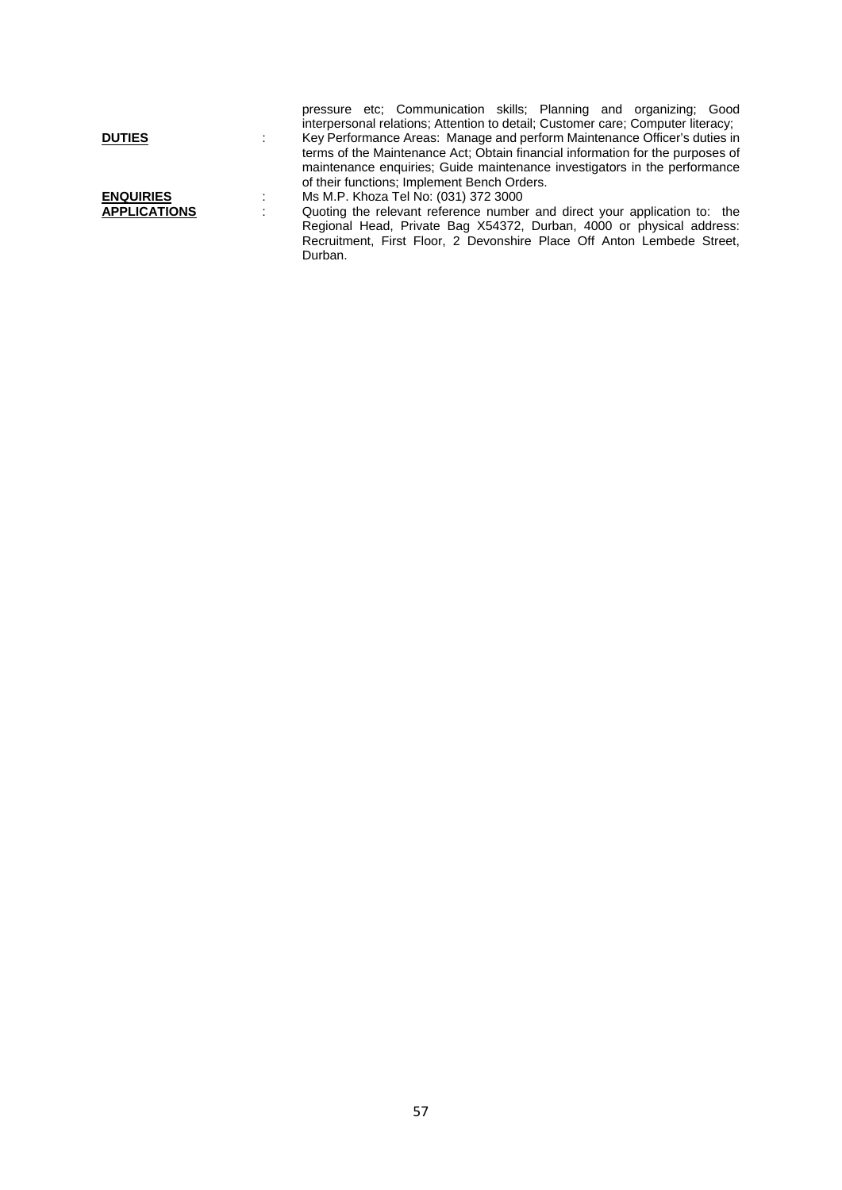pressure etc; Communication skills; Planning and organizing; Good interpersonal relations; Attention to detail; Customer care; Computer literacy;

**DUTIES** : Key Performance Areas: Manage and perform Maintenance Officer's duties in terms of the Maintenance Act; Obtain financial information for the purposes of maintenance enquiries; Guide maintenance investigators in the performance of their functions; Implement Bench Orders.

**ENQUIRIES** : Ms M.P. Khoza Tel No: (031) 372 3000

**APPLICATIONS** : Quoting the relevant reference number and direct your application to: the Regional Head, Private Bag X54372, Durban, 4000 or physical address: Recruitment, First Floor, 2 Devonshire Place Off Anton Lembede Street, Durban.